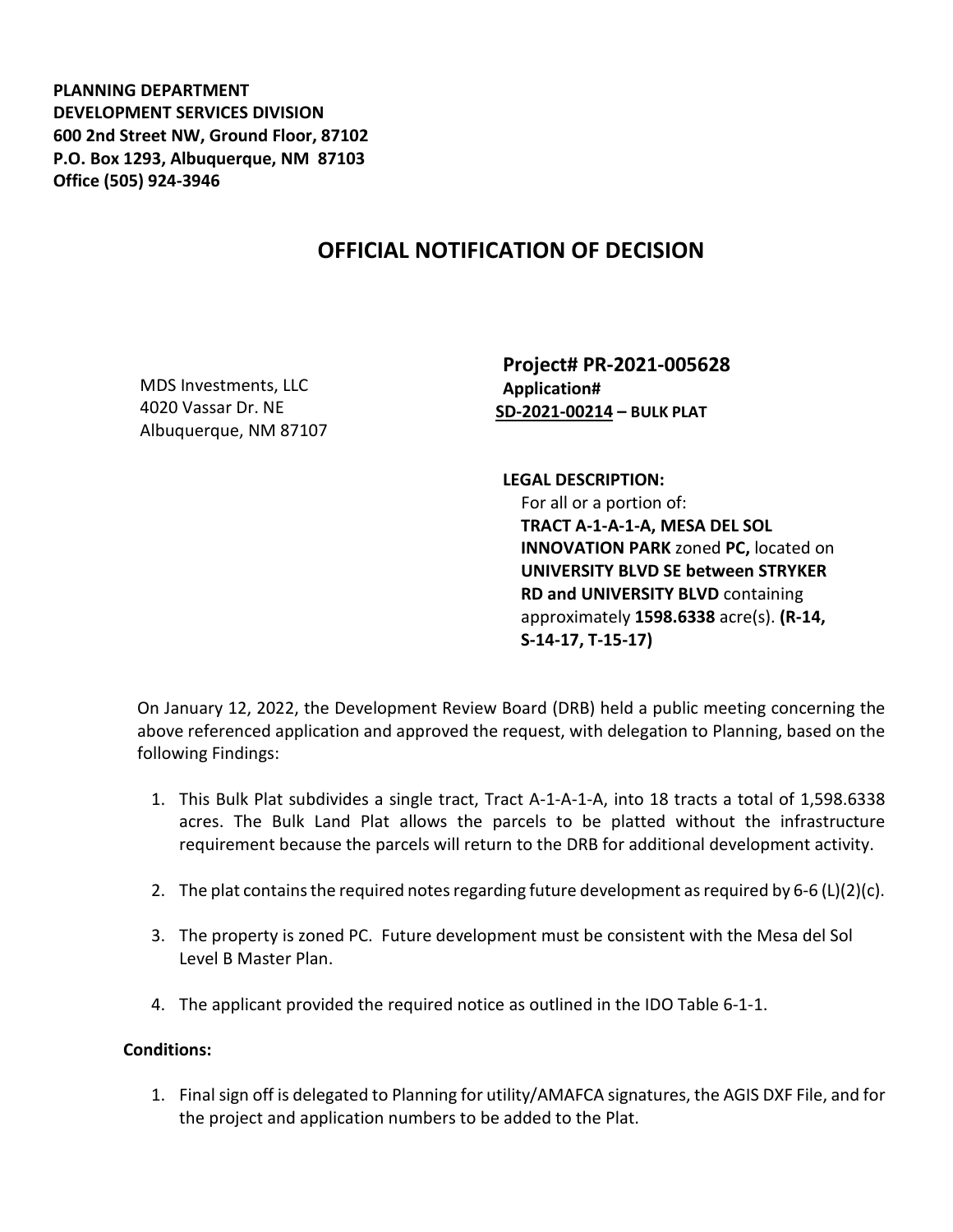**PLANNING DEPARTMENT**
**DEVELOPMENT SERVICES DIVISION**
**600 2nd Street NW, Ground Floor, 87102**
**P.O. Box 1293, Albuquerque, NM 87103**
**Office (505) 924-3946**

# OFFICIAL NOTIFICATION OF DECISION

MDS Investments, LLC
4020 Vassar Dr. NE
Albuquerque, NM 87107

**Project# PR-2021-005628**
**Application#**
**SD-2021-00214 – BULK PLAT**

**LEGAL DESCRIPTION:**
For all or a portion of:
**TRACT A-1-A-1-A, MESA DEL SOL INNOVATION PARK** zoned **PC,** located on **UNIVERSITY BLVD SE between STRYKER RD and UNIVERSITY BLVD** containing approximately **1598.6338** acre(s). **(R-14, S-14-17, T-15-17)**

On January 12, 2022, the Development Review Board (DRB) held a public meeting concerning the above referenced application and approved the request, with delegation to Planning, based on the following Findings:

1. This Bulk Plat subdivides a single tract, Tract A-1-A-1-A, into 18 tracts a total of 1,598.6338 acres. The Bulk Land Plat allows the parcels to be platted without the infrastructure requirement because the parcels will return to the DRB for additional development activity.
2. The plat contains the required notes regarding future development as required by 6-6 (L)(2)(c).
3. The property is zoned PC. Future development must be consistent with the Mesa del Sol Level B Master Plan.
4. The applicant provided the required notice as outlined in the IDO Table 6-1-1.

**Conditions:**

1. Final sign off is delegated to Planning for utility/AMAFCA signatures, the AGIS DXF File, and for the project and application numbers to be added to the Plat.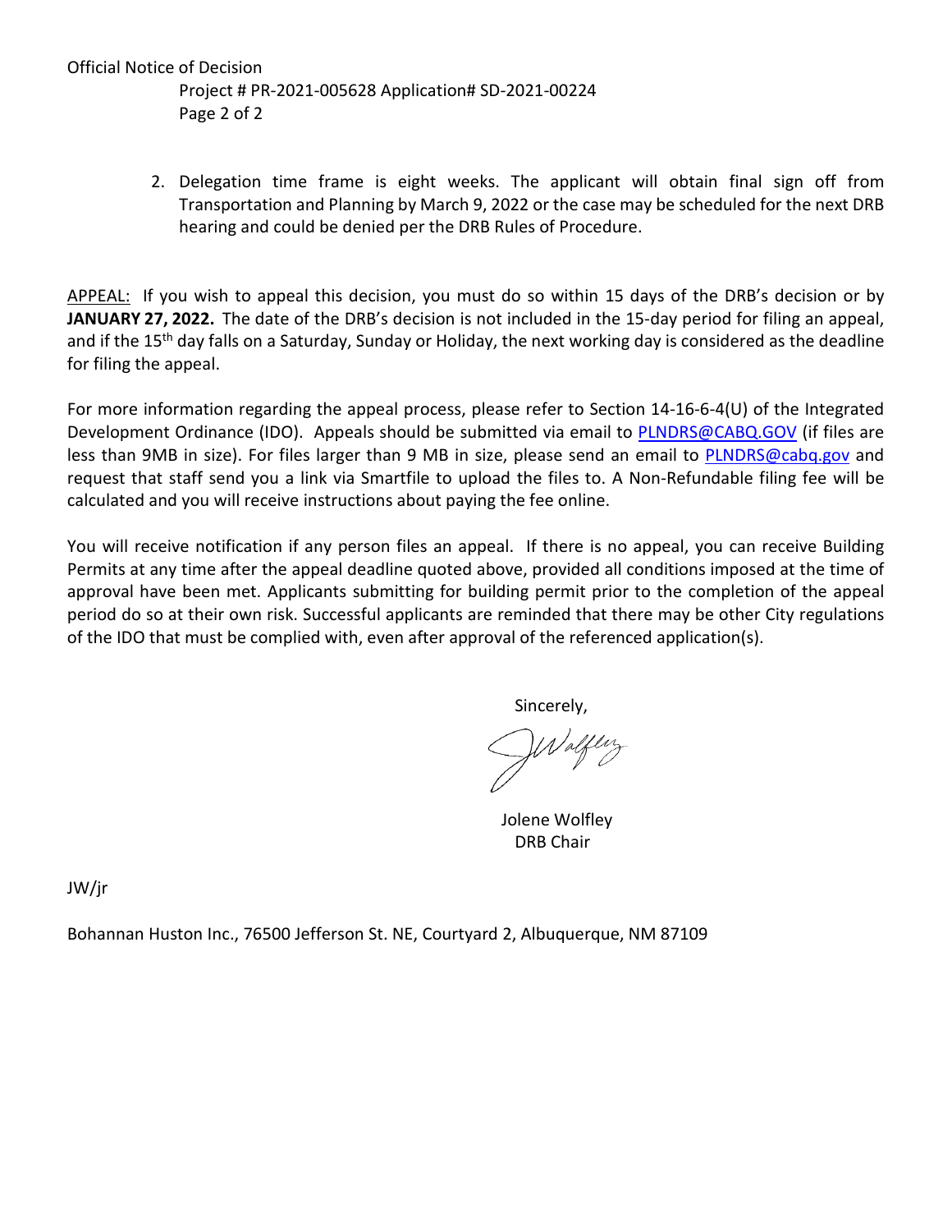Official Notice of Decision
Project # PR-2021-005628 Application# SD-2021-00224

2. Delegation time frame is eight weeks. The applicant will obtain final sign off from Transportation and Planning by March 9, 2022 or the case may be scheduled for the next DRB hearing and could be denied per the DRB Rules of Procedure.

APPEAL: If you wish to appeal this decision, you must do so within 15 days of the DRB's decision or by **JANUARY 27, 2022.** The date of the DRB's decision is not included in the 15-day period for filing an appeal, and if the 15th day falls on a Saturday, Sunday or Holiday, the next working day is considered as the deadline for filing the appeal.

For more information regarding the appeal process, please refer to Section 14-16-6-4(U) of the Integrated Development Ordinance (IDO). Appeals should be submitted via email to PLNDRS@CABQ.GOV (if files are less than 9MB in size). For files larger than 9 MB in size, please send an email to PLNDRS@cabq.gov and request that staff send you a link via Smartfile to upload the files to. A Non-Refundable filing fee will be calculated and you will receive instructions about paying the fee online.

You will receive notification if any person files an appeal. If there is no appeal, you can receive Building Permits at any time after the appeal deadline quoted above, provided all conditions imposed at the time of approval have been met. Applicants submitting for building permit prior to the completion of the appeal period do so at their own risk. Successful applicants are reminded that there may be other City regulations of the IDO that must be complied with, even after approval of the referenced application(s).

Sincerely,

JWolfley

Jolene Wolfley
DRB Chair

JW/jr

Bohannan Huston Inc., 76500 Jefferson St. NE, Courtyard 2, Albuquerque, NM 87109